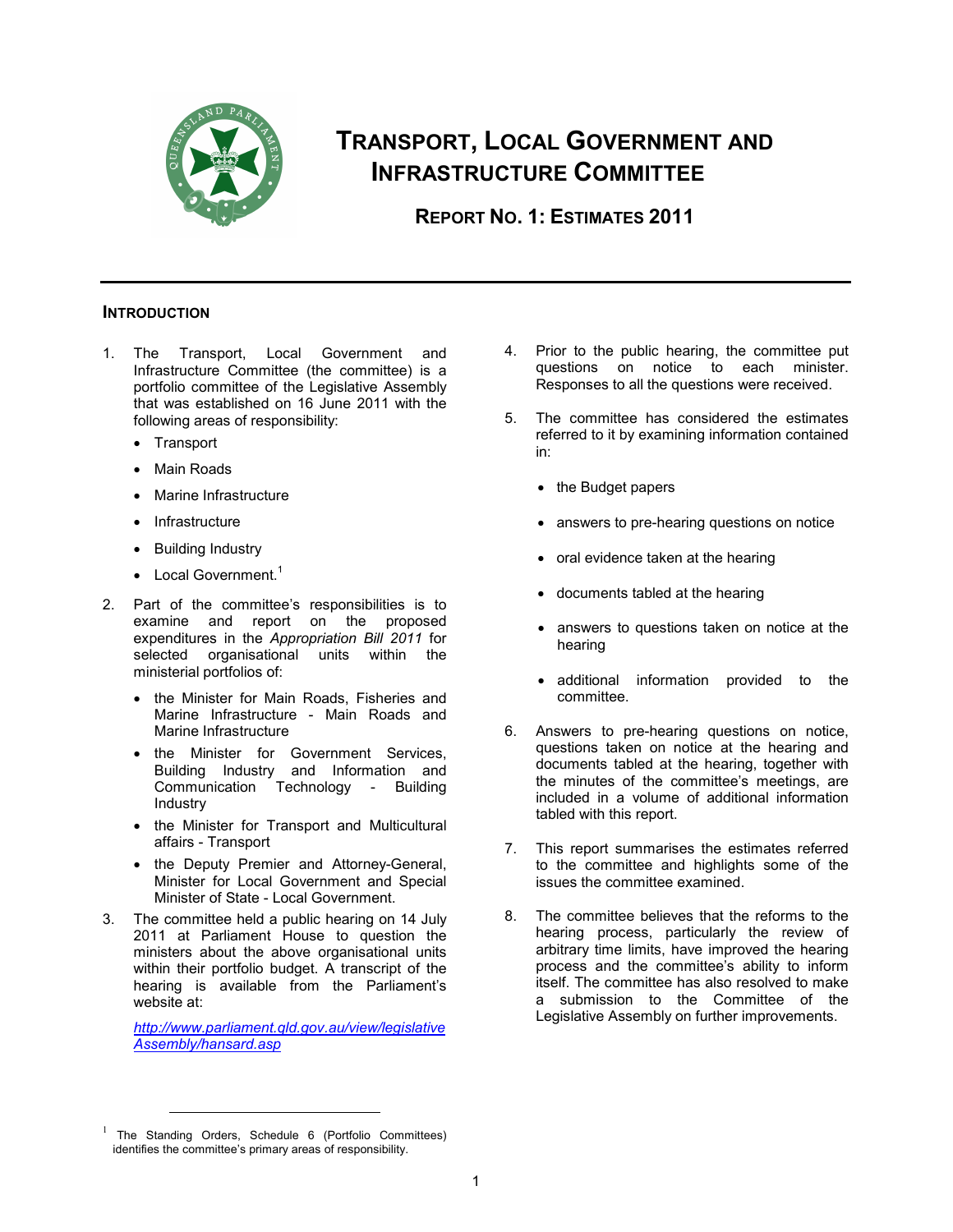# Transport, Local Government and Infrastructure Committee

## Report No. 1: Estimates 2011

### Introduction

1. The Transport, Local Government and Infrastructure Committee (the committee) is a portfolio committee of the Legislative Assembly that was established on 16 June 2011 with the following areas of responsibility:
   - Transport
   - Main Roads
   - Marine Infrastructure
   - Infrastructure
   - Building Industry
   - Local Government.[1]

2. Part of the committee's responsibilities is to examine and report on the proposed expenditures in the *Appropriation Bill 2011* for selected organisational units within the ministerial portfolios of:
   - the Minister for Main Roads, Fisheries and Marine Infrastructure - Main Roads and Marine Infrastructure
   - the Minister for Government Services, Building Industry and Information and Communication Technology - Building Industry
   - the Minister for Transport and Multicultural affairs - Transport
   - the Deputy Premier and Attorney-General, Minister for Local Government and Special Minister of State - Local Government.

3. The committee held a public hearing on 14 July 2011 at Parliament House to question the ministers about the above organisational units within their portfolio budget. A transcript of the hearing is available from the Parliament's website at:

   http://www.parliament.qld.gov.au/view/legislative Assembly/hansard.asp

4. Prior to the public hearing, the committee put questions on notice to each minister. Responses to all the questions were received.

5. The committee has considered the estimates referred to it by examining information contained in:
   - the Budget papers
   - answers to pre-hearing questions on notice
   - oral evidence taken at the hearing
   - documents tabled at the hearing
   - answers to questions taken on notice at the hearing
   - additional information provided to the committee.

6. Answers to pre-hearing questions on notice, questions taken on notice at the hearing and documents tabled at the hearing, together with the minutes of the committee's meetings, are included in a volume of additional information tabled with this report.

7. This report summarises the estimates referred to the committee and highlights some of the issues the committee examined.

8. The committee believes that the reforms to the hearing process, particularly the review of arbitrary time limits, have improved the hearing process and the committee's ability to inform itself. The committee has also resolved to make a submission to the Committee of the Legislative Assembly on further improvements.

---

[1] The Standing Orders, Schedule 6 (Portfolio Committees) identifies the committee's primary areas of responsibility.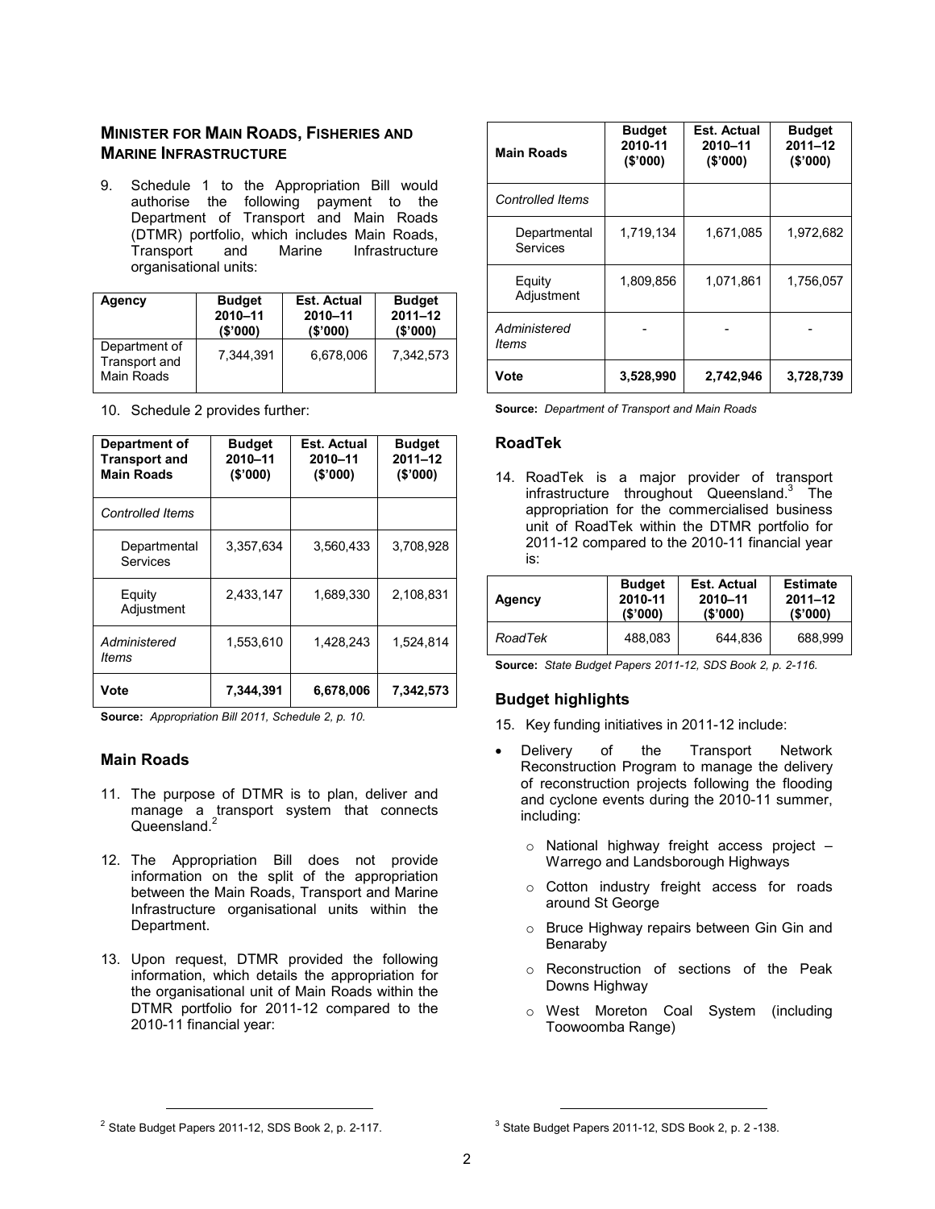## Minister for Main Roads, Fisheries and Marine Infrastructure

9. Schedule 1 to the Appropriation Bill would authorise the following payment to the Department of Transport and Main Roads (DTMR) portfolio, which includes Main Roads, Transport and Marine Infrastructure organisational units:

| Agency | Budget 2010–11 ($'000) | Est. Actual 2010–11 ($'000) | Budget 2011–12 ($'000) |
|---|---|---|---|
| Department of Transport and Main Roads | 7,344,391 | 6,678,006 | 7,342,573 |

10. Schedule 2 provides further:

| Department of Transport and Main Roads | Budget 2010–11 ($'000) | Est. Actual 2010–11 ($'000) | Budget 2011–12 ($'000) |
|---|---|---|---|
| *Controlled Items* | | | |
| Departmental Services | 3,357,634 | 3,560,433 | 3,708,928 |
| Equity Adjustment | 2,433,147 | 1,689,330 | 2,108,831 |
| *Administered Items* | 1,553,610 | 1,428,243 | 1,524,814 |
| **Vote** | **7,344,391** | **6,678,006** | **7,342,573** |

**Source:** *Appropriation Bill 2011, Schedule 2, p. 10.*

### Main Roads

11. The purpose of DTMR is to plan, deliver and manage a transport system that connects Queensland.[2]

12. The Appropriation Bill does not provide information on the split of the appropriation between the Main Roads, Transport and Marine Infrastructure organisational units within the Department.

13. Upon request, DTMR provided the following information, which details the appropriation for the organisational unit of Main Roads within the DTMR portfolio for 2011-12 compared to the 2010-11 financial year:

| Main Roads | Budget 2010-11 ($'000) | Est. Actual 2010–11 ($'000) | Budget 2011–12 ($'000) |
|---|---|---|---|
| *Controlled Items* | | | |
| Departmental Services | 1,719,134 | 1,671,085 | 1,972,682 |
| Equity Adjustment | 1,809,856 | 1,071,861 | 1,756,057 |
| *Administered Items* | - | - | - |
| **Vote** | **3,528,990** | **2,742,946** | **3,728,739** |

**Source:** *Department of Transport and Main Roads*

### RoadTek

14. RoadTek is a major provider of transport infrastructure throughout Queensland.[3] The appropriation for the commercialised business unit of RoadTek within the DTMR portfolio for 2011-12 compared to the 2010-11 financial year is:

| Agency | Budget 2010-11 ($'000) | Est. Actual 2010–11 ($'000) | Estimate 2011–12 ($'000) |
|---|---|---|---|
| *RoadTek* | 488,083 | 644,836 | 688,999 |

**Source:** *State Budget Papers 2011-12, SDS Book 2, p. 2-116.*

### Budget highlights

15. Key funding initiatives in 2011-12 include:

- Delivery of the Transport Network Reconstruction Program to manage the delivery of reconstruction projects following the flooding and cyclone events during the 2010-11 summer, including:
  - National highway freight access project – Warrego and Landsborough Highways
  - Cotton industry freight access for roads around St George
  - Bruce Highway repairs between Gin Gin and Benaraby
  - Reconstruction of sections of the Peak Downs Highway
  - West Moreton Coal System (including Toowoomba Range)

[2] State Budget Papers 2011-12, SDS Book 2, p. 2-117.

[3] State Budget Papers 2011-12, SDS Book 2, p. 2 -138.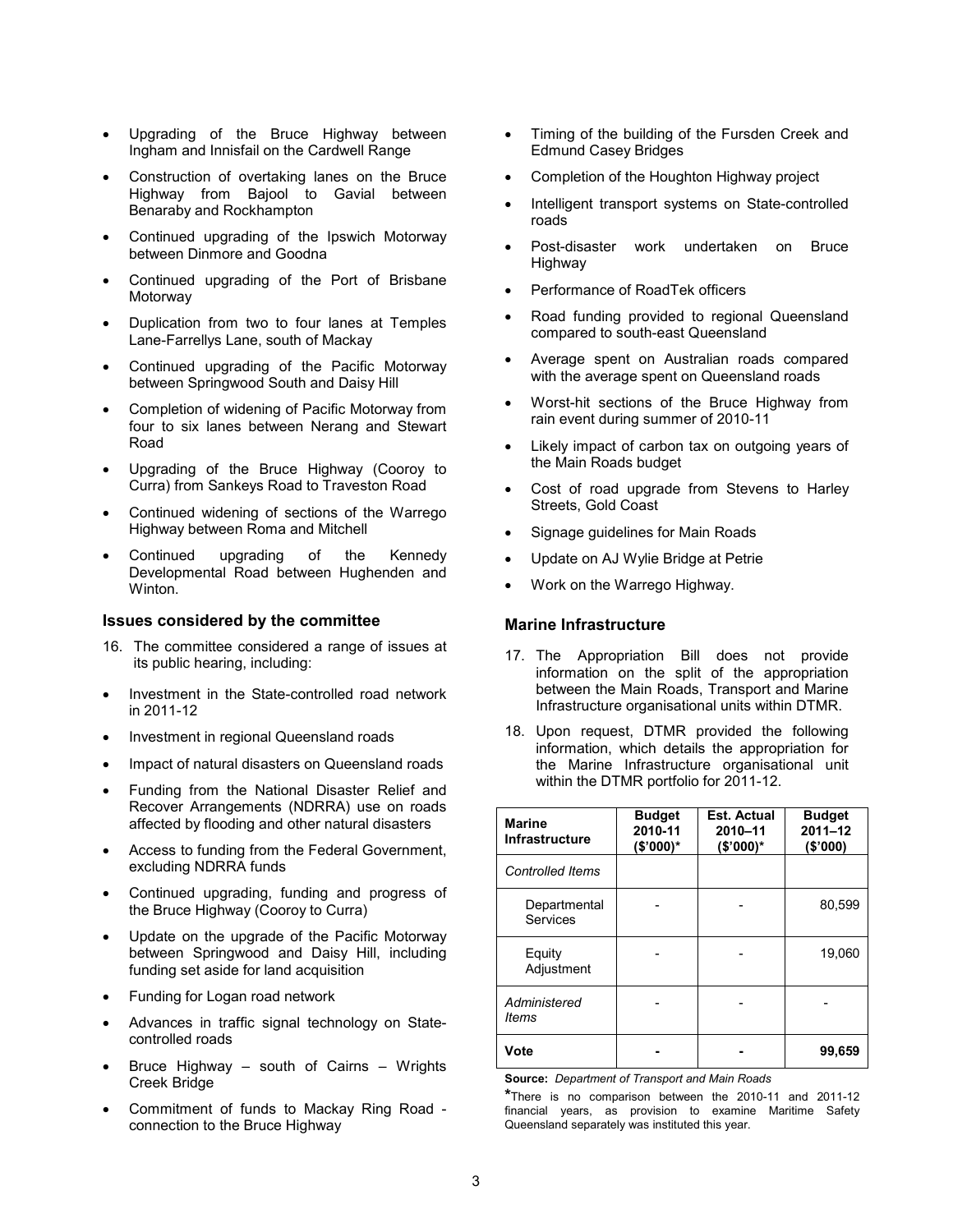- Upgrading of the Bruce Highway between Ingham and Innisfail on the Cardwell Range
- Construction of overtaking lanes on the Bruce Highway from Bajool to Gavial between Benaraby and Rockhampton
- Continued upgrading of the Ipswich Motorway between Dinmore and Goodna
- Continued upgrading of the Port of Brisbane Motorway
- Duplication from two to four lanes at Temples Lane-Farrellys Lane, south of Mackay
- Continued upgrading of the Pacific Motorway between Springwood South and Daisy Hill
- Completion of widening of Pacific Motorway from four to six lanes between Nerang and Stewart Road
- Upgrading of the Bruce Highway (Cooroy to Curra) from Sankeys Road to Traveston Road
- Continued widening of sections of the Warrego Highway between Roma and Mitchell
- Continued upgrading of the Kennedy Developmental Road between Hughenden and Winton.

### Issues considered by the committee

16. The committee considered a range of issues at its public hearing, including:

- Investment in the State-controlled road network in 2011-12
- Investment in regional Queensland roads
- Impact of natural disasters on Queensland roads
- Funding from the National Disaster Relief and Recover Arrangements (NDRRA) use on roads affected by flooding and other natural disasters
- Access to funding from the Federal Government, excluding NDRRA funds
- Continued upgrading, funding and progress of the Bruce Highway (Cooroy to Curra)
- Update on the upgrade of the Pacific Motorway between Springwood and Daisy Hill, including funding set aside for land acquisition
- Funding for Logan road network
- Advances in traffic signal technology on State-controlled roads
- Bruce Highway – south of Cairns – Wrights Creek Bridge
- Commitment of funds to Mackay Ring Road - connection to the Bruce Highway
- Timing of the building of the Fursden Creek and Edmund Casey Bridges
- Completion of the Houghton Highway project
- Intelligent transport systems on State-controlled roads
- Post-disaster work undertaken on Bruce Highway
- Performance of RoadTek officers
- Road funding provided to regional Queensland compared to south-east Queensland
- Average spent on Australian roads compared with the average spent on Queensland roads
- Worst-hit sections of the Bruce Highway from rain event during summer of 2010-11
- Likely impact of carbon tax on outgoing years of the Main Roads budget
- Cost of road upgrade from Stevens to Harley Streets, Gold Coast
- Signage guidelines for Main Roads
- Update on AJ Wylie Bridge at Petrie
- Work on the Warrego Highway.

### Marine Infrastructure

17. The Appropriation Bill does not provide information on the split of the appropriation between the Main Roads, Transport and Marine Infrastructure organisational units within DTMR.

18. Upon request, DTMR provided the following information, which details the appropriation for the Marine Infrastructure organisational unit within the DTMR portfolio for 2011-12.

| Marine Infrastructure | Budget 2010-11 ($'000)* | Est. Actual 2010–11 ($'000)* | Budget 2011–12 ($'000) |
|---|---|---|---|
| *Controlled Items* | | | |
| Departmental Services | - | - | 80,599 |
| Equity Adjustment | - | - | 19,060 |
| *Administered Items* | - | - | - |
| **Vote** | **-** | **-** | **99,659** |

**Source:** *Department of Transport and Main Roads*

***** There is no comparison between the 2010-11 and 2011-12 financial years, as provision to examine Maritime Safety Queensland separately was instituted this year.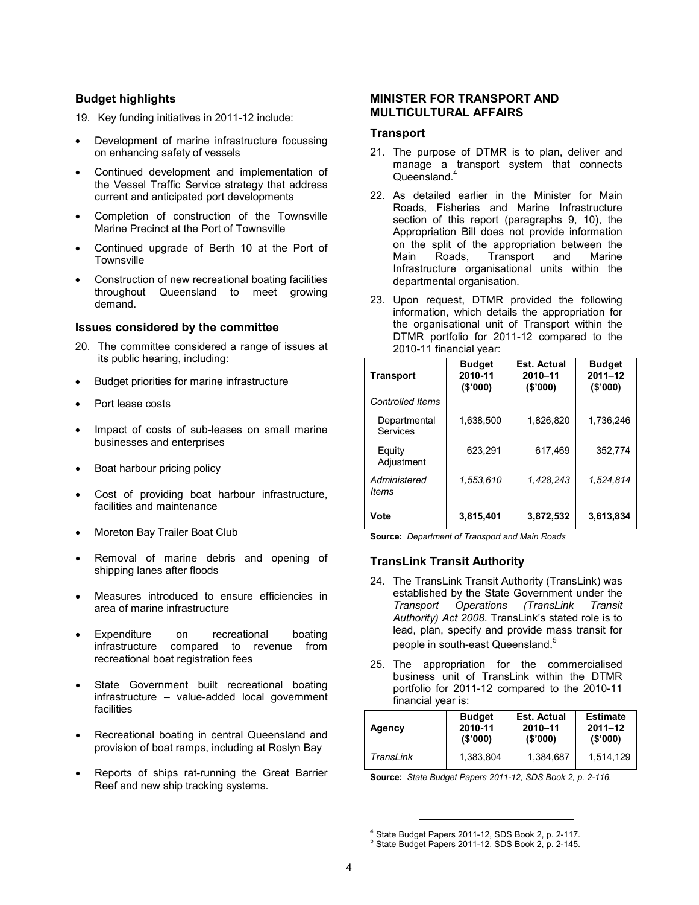## Budget highlights

19. Key funding initiatives in 2011-12 include:

- Development of marine infrastructure focussing on enhancing safety of vessels
- Continued development and implementation of the Vessel Traffic Service strategy that address current and anticipated port developments
- Completion of construction of the Townsville Marine Precinct at the Port of Townsville
- Continued upgrade of Berth 10 at the Port of Townsville
- Construction of new recreational boating facilities throughout Queensland to meet growing demand.

## Issues considered by the committee

20. The committee considered a range of issues at its public hearing, including:

- Budget priorities for marine infrastructure
- Port lease costs
- Impact of costs of sub-leases on small marine businesses and enterprises
- Boat harbour pricing policy
- Cost of providing boat harbour infrastructure, facilities and maintenance
- Moreton Bay Trailer Boat Club
- Removal of marine debris and opening of shipping lanes after floods
- Measures introduced to ensure efficiencies in area of marine infrastructure
- Expenditure on recreational boating infrastructure compared to revenue from recreational boat registration fees
- State Government built recreational boating infrastructure – value-added local government facilities
- Recreational boating in central Queensland and provision of boat ramps, including at Roslyn Bay
- Reports of ships rat-running the Great Barrier Reef and new ship tracking systems.

## MINISTER FOR TRANSPORT AND MULTICULTURAL AFFAIRS

### Transport

21. The purpose of DTMR is to plan, deliver and manage a transport system that connects Queensland.[4]

22. As detailed earlier in the Minister for Main Roads, Fisheries and Marine Infrastructure section of this report (paragraphs 9, 10), the Appropriation Bill does not provide information on the split of the appropriation between the Main Roads, Transport and Marine Infrastructure organisational units within the departmental organisation.

23. Upon request, DTMR provided the following information, which details the appropriation for the organisational unit of Transport within the DTMR portfolio for 2011-12 compared to the 2010-11 financial year:

| Transport | Budget 2010-11 ($'000) | Est. Actual 2010–11 ($'000) | Budget 2011–12 ($'000) |
|---|---|---|---|
| *Controlled Items* | | | |
| Departmental Services | 1,638,500 | 1,826,820 | 1,736,246 |
| Equity Adjustment | 623,291 | 617,469 | 352,774 |
| *Administered Items* | *1,553,610* | *1,428,243* | *1,524,814* |
| **Vote** | **3,815,401** | **3,872,532** | **3,613,834** |

**Source:** *Department of Transport and Main Roads*

### TransLink Transit Authority

24. The TransLink Transit Authority (TransLink) was established by the State Government under the *Transport Operations (TransLink Transit Authority) Act 2008*. TransLink's stated role is to lead, plan, specify and provide mass transit for people in south-east Queensland.[5]

25. The appropriation for the commercialised business unit of TransLink within the DTMR portfolio for 2011-12 compared to the 2010-11 financial year is:

| Agency | Budget 2010-11 ($'000) | Est. Actual 2010–11 ($'000) | Estimate 2011–12 ($'000) |
|---|---|---|---|
| *TransLink* | 1,383,804 | 1,384,687 | 1,514,129 |

**Source:** *State Budget Papers 2011-12, SDS Book 2, p. 2-116.*

[4] State Budget Papers 2011-12, SDS Book 2, p. 2-117.
[5] State Budget Papers 2011-12, SDS Book 2, p. 2-145.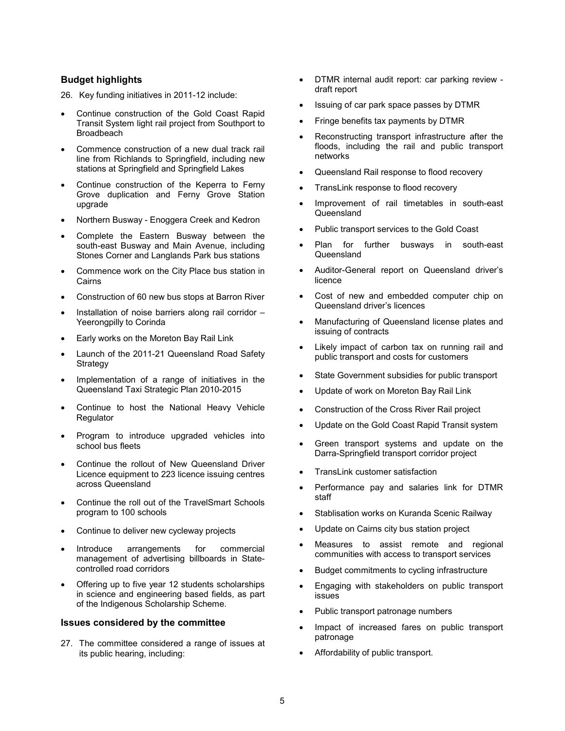## Budget highlights

26. Key funding initiatives in 2011-12 include:

- Continue construction of the Gold Coast Rapid Transit System light rail project from Southport to Broadbeach
- Commence construction of a new dual track rail line from Richlands to Springfield, including new stations at Springfield and Springfield Lakes
- Continue construction of the Keperra to Ferny Grove duplication and Ferny Grove Station upgrade
- Northern Busway - Enoggera Creek and Kedron
- Complete the Eastern Busway between the south-east Busway and Main Avenue, including Stones Corner and Langlands Park bus stations
- Commence work on the City Place bus station in Cairns
- Construction of 60 new bus stops at Barron River
- Installation of noise barriers along rail corridor – Yeerongpilly to Corinda
- Early works on the Moreton Bay Rail Link
- Launch of the 2011-21 Queensland Road Safety Strategy
- Implementation of a range of initiatives in the Queensland Taxi Strategic Plan 2010-2015
- Continue to host the National Heavy Vehicle Regulator
- Program to introduce upgraded vehicles into school bus fleets
- Continue the rollout of New Queensland Driver Licence equipment to 223 licence issuing centres across Queensland
- Continue the roll out of the TravelSmart Schools program to 100 schools
- Continue to deliver new cycleway projects
- Introduce arrangements for commercial management of advertising billboards in State-controlled road corridors
- Offering up to five year 12 students scholarships in science and engineering based fields, as part of the Indigenous Scholarship Scheme.

## Issues considered by the committee

27. The committee considered a range of issues at its public hearing, including:

- DTMR internal audit report: car parking review - draft report
- Issuing of car park space passes by DTMR
- Fringe benefits tax payments by DTMR
- Reconstructing transport infrastructure after the floods, including the rail and public transport networks
- Queensland Rail response to flood recovery
- TransLink response to flood recovery
- Improvement of rail timetables in south-east Queensland
- Public transport services to the Gold Coast
- Plan for further busways in south-east Queensland
- Auditor-General report on Queensland driver's licence
- Cost of new and embedded computer chip on Queensland driver's licences
- Manufacturing of Queensland license plates and issuing of contracts
- Likely impact of carbon tax on running rail and public transport and costs for customers
- State Government subsidies for public transport
- Update of work on Moreton Bay Rail Link
- Construction of the Cross River Rail project
- Update on the Gold Coast Rapid Transit system
- Green transport systems and update on the Darra-Springfield transport corridor project
- TransLink customer satisfaction
- Performance pay and salaries link for DTMR staff
- Stablisation works on Kuranda Scenic Railway
- Update on Cairns city bus station project
- Measures to assist remote and regional communities with access to transport services
- Budget commitments to cycling infrastructure
- Engaging with stakeholders on public transport issues
- Public transport patronage numbers
- Impact of increased fares on public transport patronage
- Affordability of public transport.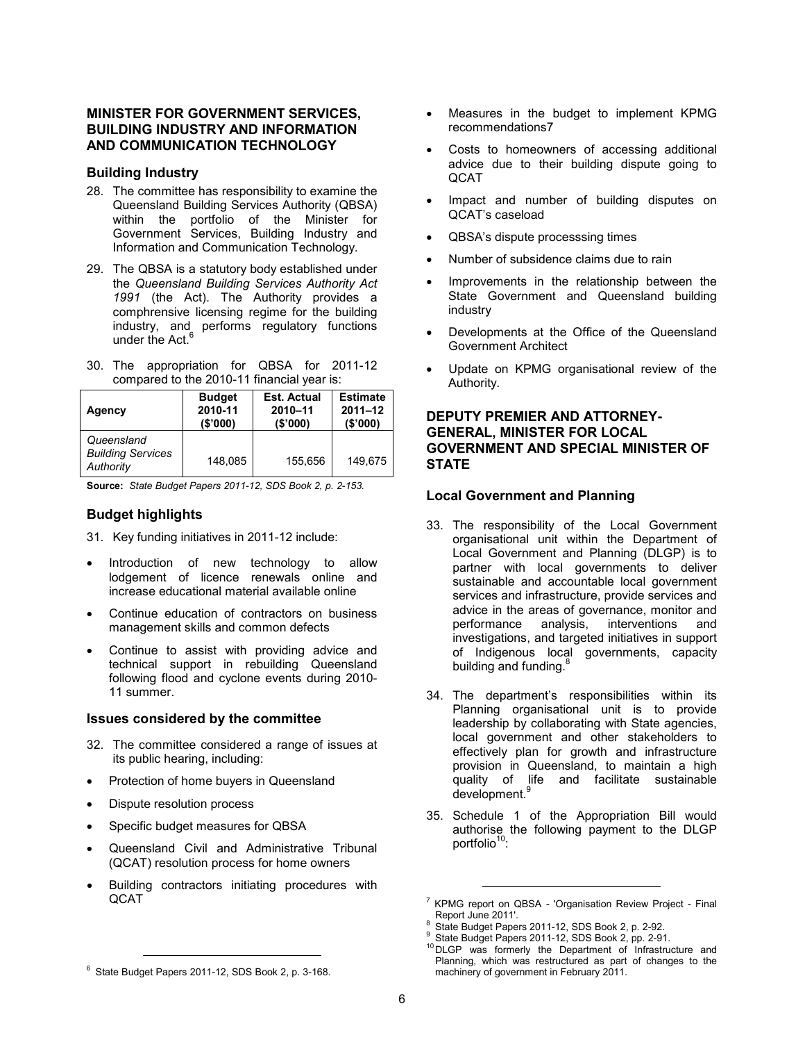## MINISTER FOR GOVERNMENT SERVICES, BUILDING INDUSTRY AND INFORMATION AND COMMUNICATION TECHNOLOGY

### Building Industry

28. The committee has responsibility to examine the Queensland Building Services Authority (QBSA) within the portfolio of the Minister for Government Services, Building Industry and Information and Communication Technology.

29. The QBSA is a statutory body established under the *Queensland Building Services Authority Act 1991* (the Act). The Authority provides a comphrensive licensing regime for the building industry, and performs regulatory functions under the Act.[6]

30. The appropriation for QBSA for 2011-12 compared to the 2010-11 financial year is:

| Agency | Budget 2010-11 ($'000) | Est. Actual 2010–11 ($'000) | Estimate 2011–12 ($'000) |
|---|---|---|---|
| *Queensland Building Services Authority* | 148,085 | 155,656 | 149,675 |

**Source:** *State Budget Papers 2011-12, SDS Book 2, p. 2-153.*

### Budget highlights

31. Key funding initiatives in 2011-12 include:

- Introduction of new technology to allow lodgement of licence renewals online and increase educational material available online
- Continue education of contractors on business management skills and common defects
- Continue to assist with providing advice and technical support in rebuilding Queensland following flood and cyclone events during 2010-11 summer.

### Issues considered by the committee

32. The committee considered a range of issues at its public hearing, including:

- Protection of home buyers in Queensland
- Dispute resolution process
- Specific budget measures for QBSA
- Queensland Civil and Administrative Tribunal (QCAT) resolution process for home owners
- Building contractors initiating procedures with QCAT
- Measures in the budget to implement KPMG recommendations7
- Costs to homeowners of accessing additional advice due to their building dispute going to QCAT
- Impact and number of building disputes on QCAT's caseload
- QBSA's dispute processsing times
- Number of subsidence claims due to rain
- Improvements in the relationship between the State Government and Queensland building industry
- Developments at the Office of the Queensland Government Architect
- Update on KPMG organisational review of the Authority.

## DEPUTY PREMIER AND ATTORNEY-GENERAL, MINISTER FOR LOCAL GOVERNMENT AND SPECIAL MINISTER OF STATE

### Local Government and Planning

33. The responsibility of the Local Government organisational unit within the Department of Local Government and Planning (DLGP) is to partner with local governments to deliver sustainable and accountable local government services and infrastructure, provide services and advice in the areas of governance, monitor and performance analysis, interventions and investigations, and targeted initiatives in support of Indigenous local governments, capacity building and funding.[8]

34. The department's responsibilities within its Planning organisational unit is to provide leadership by collaborating with State agencies, local government and other stakeholders to effectively plan for growth and infrastructure provision in Queensland, to maintain a high quality of life and facilitate sustainable development.[9]

35. Schedule 1 of the Appropriation Bill would authorise the following payment to the DLGP portfolio[10]:

---

[6] State Budget Papers 2011-12, SDS Book 2, p. 3-168.

[7] KPMG report on QBSA - 'Organisation Review Project - Final Report June 2011'.

[8] State Budget Papers 2011-12, SDS Book 2, p. 2-92.

[9] State Budget Papers 2011-12, SDS Book 2, pp. 2-91.

[10] DLGP was formerly the Department of Infrastructure and Planning, which was restructured as part of changes to the machinery of government in February 2011.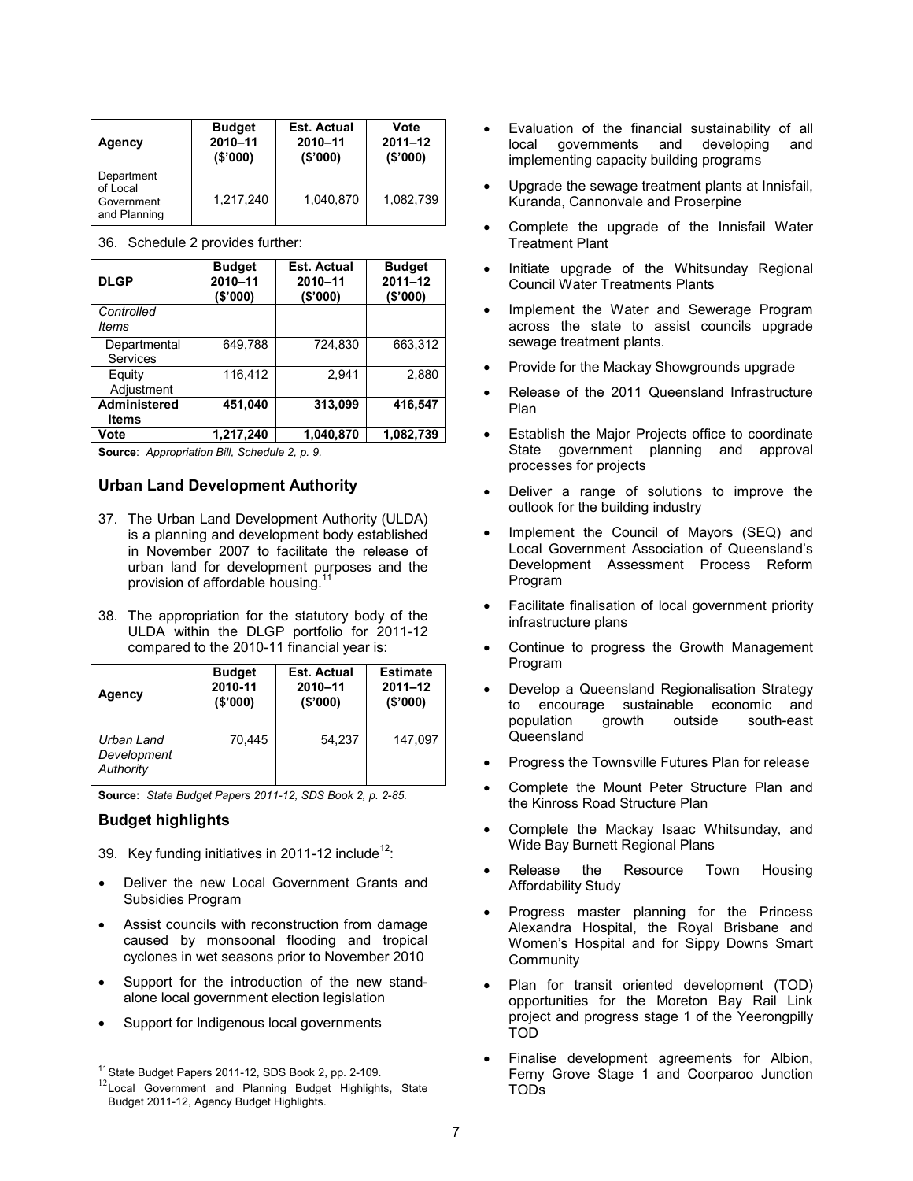| Agency | Budget 2010–11 ($'000) | Est. Actual 2010–11 ($'000) | Vote 2011–12 ($'000) |
|---|---|---|---|
| Department of Local Government and Planning | 1,217,240 | 1,040,870 | 1,082,739 |

36. Schedule 2 provides further:

| DLGP | Budget 2010–11 ($'000) | Est. Actual 2010–11 ($'000) | Budget 2011–12 ($'000) |
|---|---|---|---|
| *Controlled Items* | | | |
| Departmental Services | 649,788 | 724,830 | 663,312 |
| Equity Adjustment | 116,412 | 2,941 | 2,880 |
| **Administered Items** | **451,040** | **313,099** | **416,547** |
| **Vote** | **1,217,240** | **1,040,870** | **1,082,739** |

**Source**: *Appropriation Bill, Schedule 2, p. 9.*

## Urban Land Development Authority

37. The Urban Land Development Authority (ULDA) is a planning and development body established in November 2007 to facilitate the release of urban land for development purposes and the provision of affordable housing.[11]

38. The appropriation for the statutory body of the ULDA within the DLGP portfolio for 2011-12 compared to the 2010-11 financial year is:

| Agency | Budget 2010-11 ($'000) | Est. Actual 2010–11 ($'000) | Estimate 2011–12 ($'000) |
|---|---|---|---|
| *Urban Land Development Authority* | 70,445 | 54,237 | 147,097 |

**Source:** *State Budget Papers 2011-12, SDS Book 2, p. 2-85.*

## Budget highlights

39. Key funding initiatives in 2011-12 include[12]:

- Deliver the new Local Government Grants and Subsidies Program
- Assist councils with reconstruction from damage caused by monsoonal flooding and tropical cyclones in wet seasons prior to November 2010
- Support for the introduction of the new stand-alone local government election legislation
- Support for Indigenous local governments
- Evaluation of the financial sustainability of all local governments and developing and implementing capacity building programs
- Upgrade the sewage treatment plants at Innisfail, Kuranda, Cannonvale and Proserpine
- Complete the upgrade of the Innisfail Water Treatment Plant
- Initiate upgrade of the Whitsunday Regional Council Water Treatments Plants
- Implement the Water and Sewerage Program across the state to assist councils upgrade sewage treatment plants.
- Provide for the Mackay Showgrounds upgrade
- Release of the 2011 Queensland Infrastructure Plan
- Establish the Major Projects office to coordinate State government planning and approval processes for projects
- Deliver a range of solutions to improve the outlook for the building industry
- Implement the Council of Mayors (SEQ) and Local Government Association of Queensland's Development Assessment Process Reform Program
- Facilitate finalisation of local government priority infrastructure plans
- Continue to progress the Growth Management Program
- Develop a Queensland Regionalisation Strategy to encourage sustainable economic and population growth outside south-east Queensland
- Progress the Townsville Futures Plan for release
- Complete the Mount Peter Structure Plan and the Kinross Road Structure Plan
- Complete the Mackay Isaac Whitsunday, and Wide Bay Burnett Regional Plans
- Release the Resource Town Housing Affordability Study
- Progress master planning for the Princess Alexandra Hospital, the Royal Brisbane and Women's Hospital and for Sippy Downs Smart Community
- Plan for transit oriented development (TOD) opportunities for the Moreton Bay Rail Link project and progress stage 1 of the Yeerongpilly TOD
- Finalise development agreements for Albion, Ferny Grove Stage 1 and Coorparoo Junction TODs

---

[11] State Budget Papers 2011-12, SDS Book 2, pp. 2-109.

[12] Local Government and Planning Budget Highlights, State Budget 2011-12, Agency Budget Highlights.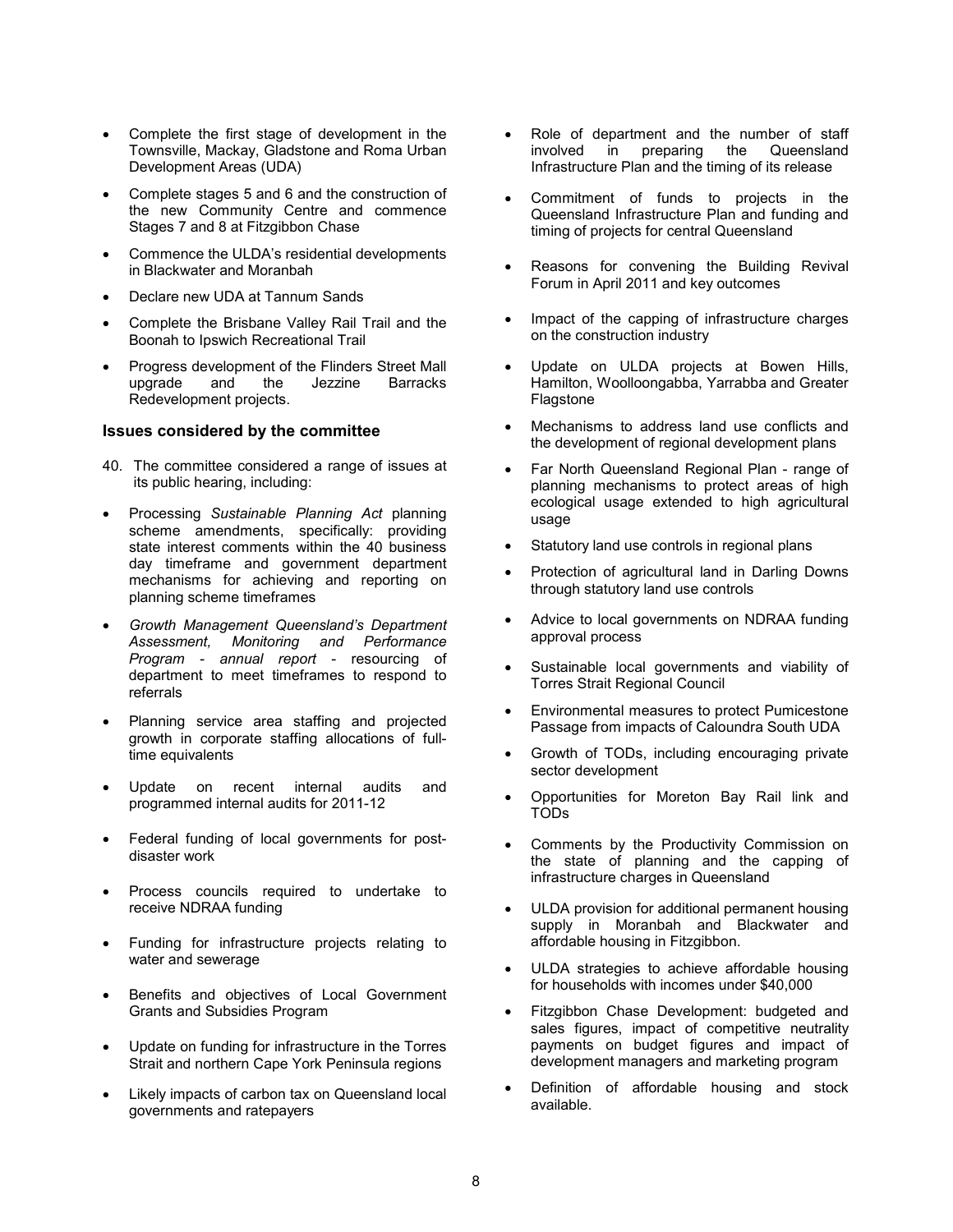- Complete the first stage of development in the Townsville, Mackay, Gladstone and Roma Urban Development Areas (UDA)
- Complete stages 5 and 6 and the construction of the new Community Centre and commence Stages 7 and 8 at Fitzgibbon Chase
- Commence the ULDA's residential developments in Blackwater and Moranbah
- Declare new UDA at Tannum Sands
- Complete the Brisbane Valley Rail Trail and the Boonah to Ipswich Recreational Trail
- Progress development of the Flinders Street Mall upgrade and the Jezzine Barracks Redevelopment projects.

### Issues considered by the committee

40. The committee considered a range of issues at its public hearing, including:

- Processing *Sustainable Planning Act* planning scheme amendments, specifically: providing state interest comments within the 40 business day timeframe and government department mechanisms for achieving and reporting on planning scheme timeframes
- *Growth Management Queensland's Department Assessment, Monitoring and Performance Program - annual report* - resourcing of department to meet timeframes to respond to referrals
- Planning service area staffing and projected growth in corporate staffing allocations of full-time equivalents
- Update on recent internal audits and programmed internal audits for 2011-12
- Federal funding of local governments for post-disaster work
- Process councils required to undertake to receive NDRAA funding
- Funding for infrastructure projects relating to water and sewerage
- Benefits and objectives of Local Government Grants and Subsidies Program
- Update on funding for infrastructure in the Torres Strait and northern Cape York Peninsula regions
- Likely impacts of carbon tax on Queensland local governments and ratepayers
- Role of department and the number of staff involved in preparing the Queensland Infrastructure Plan and the timing of its release
- Commitment of funds to projects in the Queensland Infrastructure Plan and funding and timing of projects for central Queensland
- Reasons for convening the Building Revival Forum in April 2011 and key outcomes
- Impact of the capping of infrastructure charges on the construction industry
- Update on ULDA projects at Bowen Hills, Hamilton, Woolloongabba, Yarrabba and Greater Flagstone
- Mechanisms to address land use conflicts and the development of regional development plans
- Far North Queensland Regional Plan - range of planning mechanisms to protect areas of high ecological usage extended to high agricultural usage
- Statutory land use controls in regional plans
- Protection of agricultural land in Darling Downs through statutory land use controls
- Advice to local governments on NDRAA funding approval process
- Sustainable local governments and viability of Torres Strait Regional Council
- Environmental measures to protect Pumicestone Passage from impacts of Caloundra South UDA
- Growth of TODs, including encouraging private sector development
- Opportunities for Moreton Bay Rail link and TODs
- Comments by the Productivity Commission on the state of planning and the capping of infrastructure charges in Queensland
- ULDA provision for additional permanent housing supply in Moranbah and Blackwater and affordable housing in Fitzgibbon.
- ULDA strategies to achieve affordable housing for households with incomes under $40,000
- Fitzgibbon Chase Development: budgeted and sales figures, impact of competitive neutrality payments on budget figures and impact of development managers and marketing program
- Definition of affordable housing and stock available.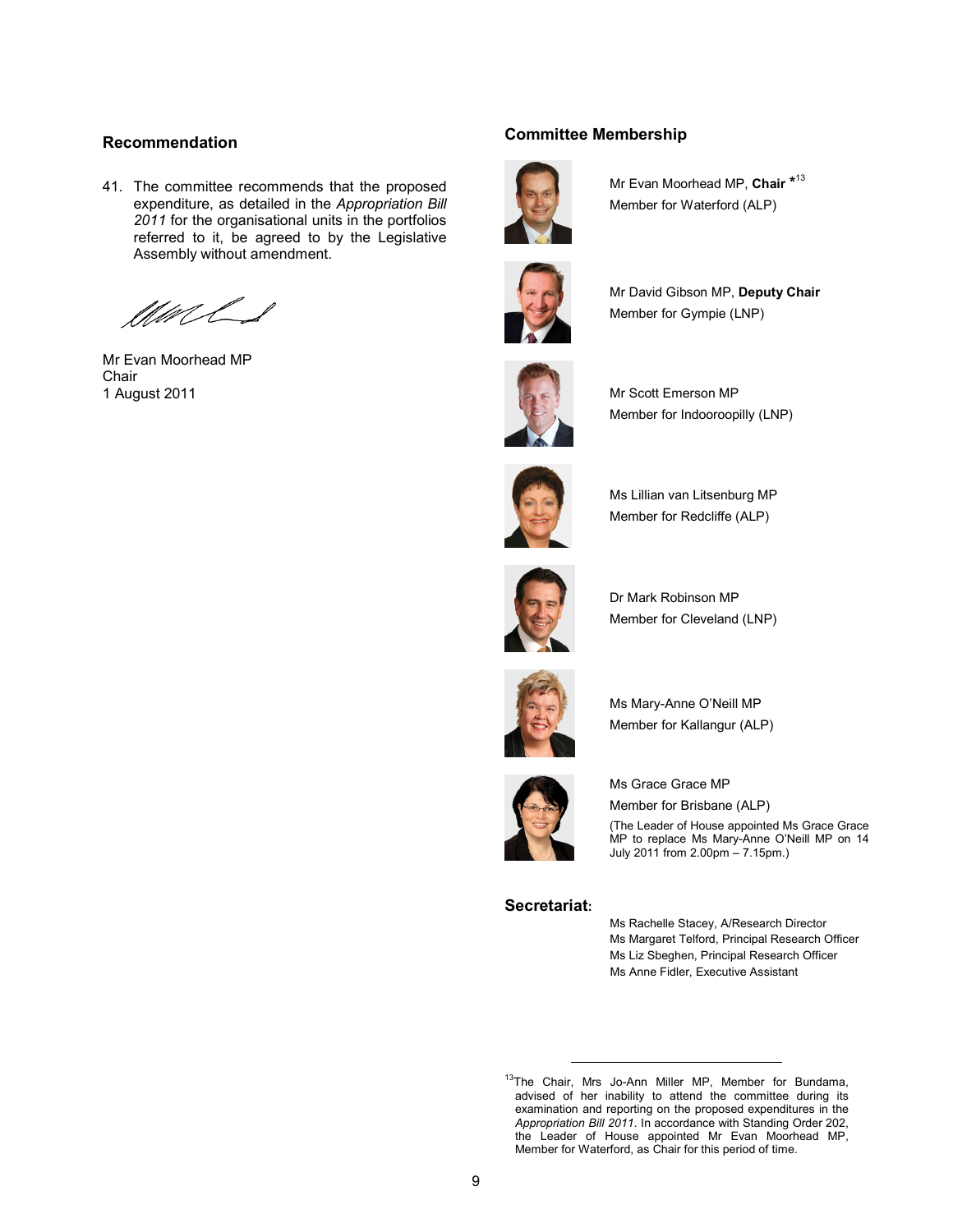## Recommendation

41. The committee recommends that the proposed expenditure, as detailed in the *Appropriation Bill 2011* for the organisational units in the portfolios referred to it, be agreed to by the Legislative Assembly without amendment.

Mr Evan Moorhead MP
Chair
1 August 2011

## Committee Membership

Mr Evan Moorhead MP, **Chair** *[13]
Member for Waterford (ALP)

Mr David Gibson MP, **Deputy Chair**
Member for Gympie (LNP)

Mr Scott Emerson MP
Member for Indooroopilly (LNP)

Ms Lillian van Litsenburg MP
Member for Redcliffe (ALP)

Dr Mark Robinson MP
Member for Cleveland (LNP)

Ms Mary-Anne O'Neill MP
Member for Kallangur (ALP)

Ms Grace Grace MP
Member for Brisbane (ALP)
(The Leader of House appointed Ms Grace Grace MP to replace Ms Mary-Anne O'Neill MP on 14 July 2011 from 2.00pm – 7.15pm.)

## Secretariat:

Ms Rachelle Stacey, A/Research Director
Ms Margaret Telford, Principal Research Officer
Ms Liz Sbeghen, Principal Research Officer
Ms Anne Fidler, Executive Assistant

---

[13] The Chair, Mrs Jo-Ann Miller MP, Member for Bundama, advised of her inability to attend the committee during its examination and reporting on the proposed expenditures in the *Appropriation Bill 2011*. In accordance with Standing Order 202, the Leader of House appointed Mr Evan Moorhead MP, Member for Waterford, as Chair for this period of time.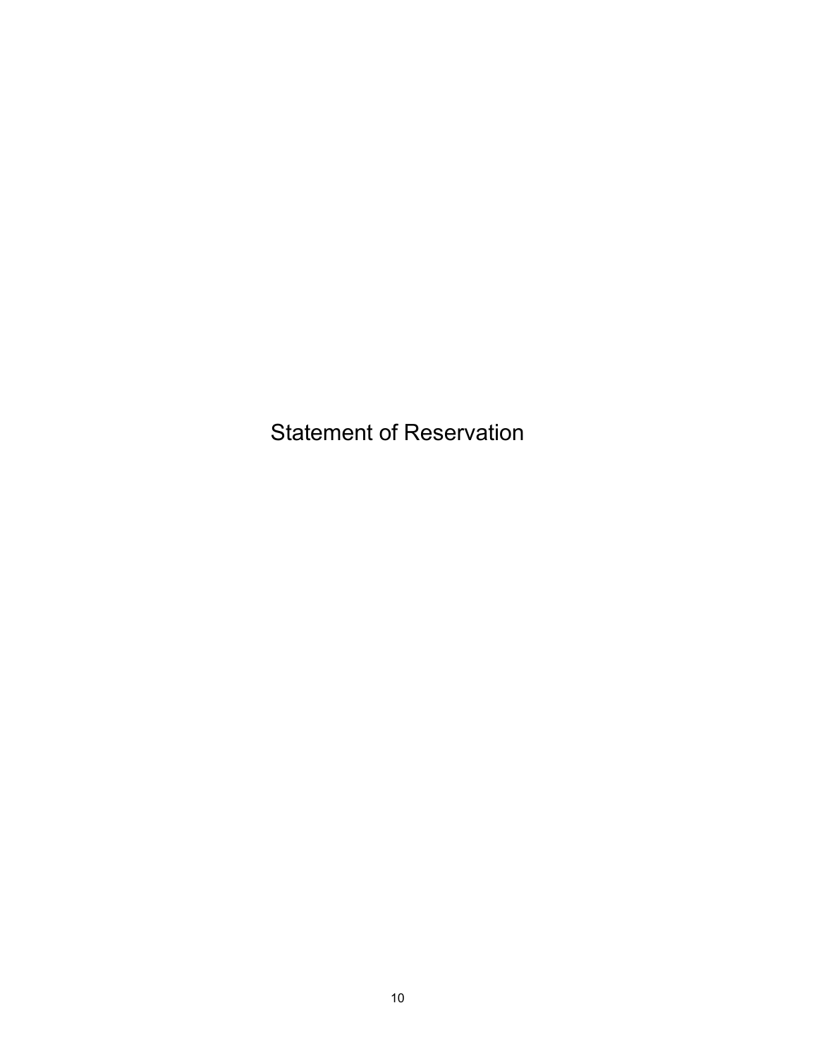# Statement of Reservation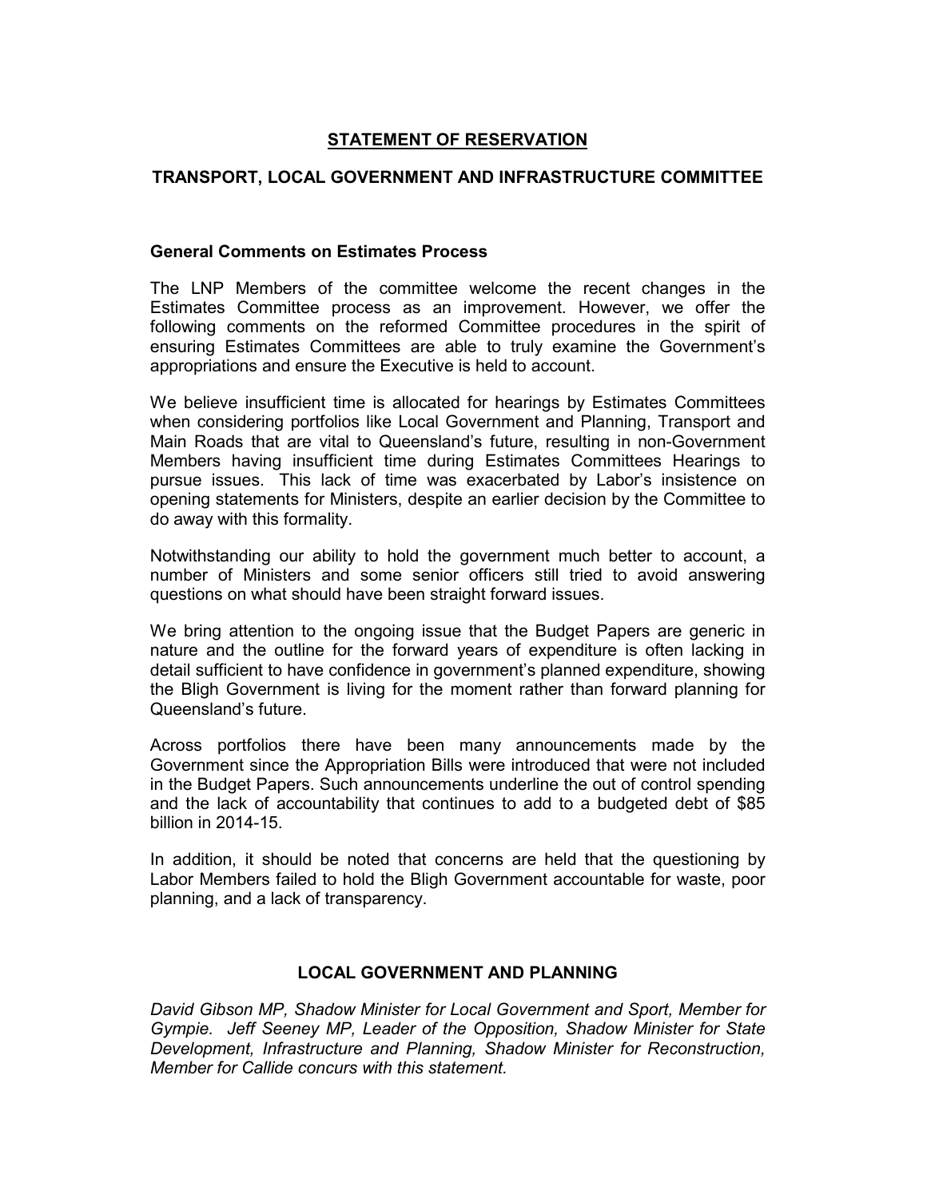# STATEMENT OF RESERVATION

## TRANSPORT, LOCAL GOVERNMENT AND INFRASTRUCTURE COMMITTEE

### General Comments on Estimates Process

The LNP Members of the committee welcome the recent changes in the Estimates Committee process as an improvement. However, we offer the following comments on the reformed Committee procedures in the spirit of ensuring Estimates Committees are able to truly examine the Government's appropriations and ensure the Executive is held to account.

We believe insufficient time is allocated for hearings by Estimates Committees when considering portfolios like Local Government and Planning, Transport and Main Roads that are vital to Queensland's future, resulting in non-Government Members having insufficient time during Estimates Committees Hearings to pursue issues. This lack of time was exacerbated by Labor's insistence on opening statements for Ministers, despite an earlier decision by the Committee to do away with this formality.

Notwithstanding our ability to hold the government much better to account, a number of Ministers and some senior officers still tried to avoid answering questions on what should have been straight forward issues.

We bring attention to the ongoing issue that the Budget Papers are generic in nature and the outline for the forward years of expenditure is often lacking in detail sufficient to have confidence in government's planned expenditure, showing the Bligh Government is living for the moment rather than forward planning for Queensland's future.

Across portfolios there have been many announcements made by the Government since the Appropriation Bills were introduced that were not included in the Budget Papers. Such announcements underline the out of control spending and the lack of accountability that continues to add to a budgeted debt of $85 billion in 2014-15.

In addition, it should be noted that concerns are held that the questioning by Labor Members failed to hold the Bligh Government accountable for waste, poor planning, and a lack of transparency.

## LOCAL GOVERNMENT AND PLANNING

*David Gibson MP, Shadow Minister for Local Government and Sport, Member for Gympie. Jeff Seeney MP, Leader of the Opposition, Shadow Minister for State Development, Infrastructure and Planning, Shadow Minister for Reconstruction, Member for Callide concurs with this statement.*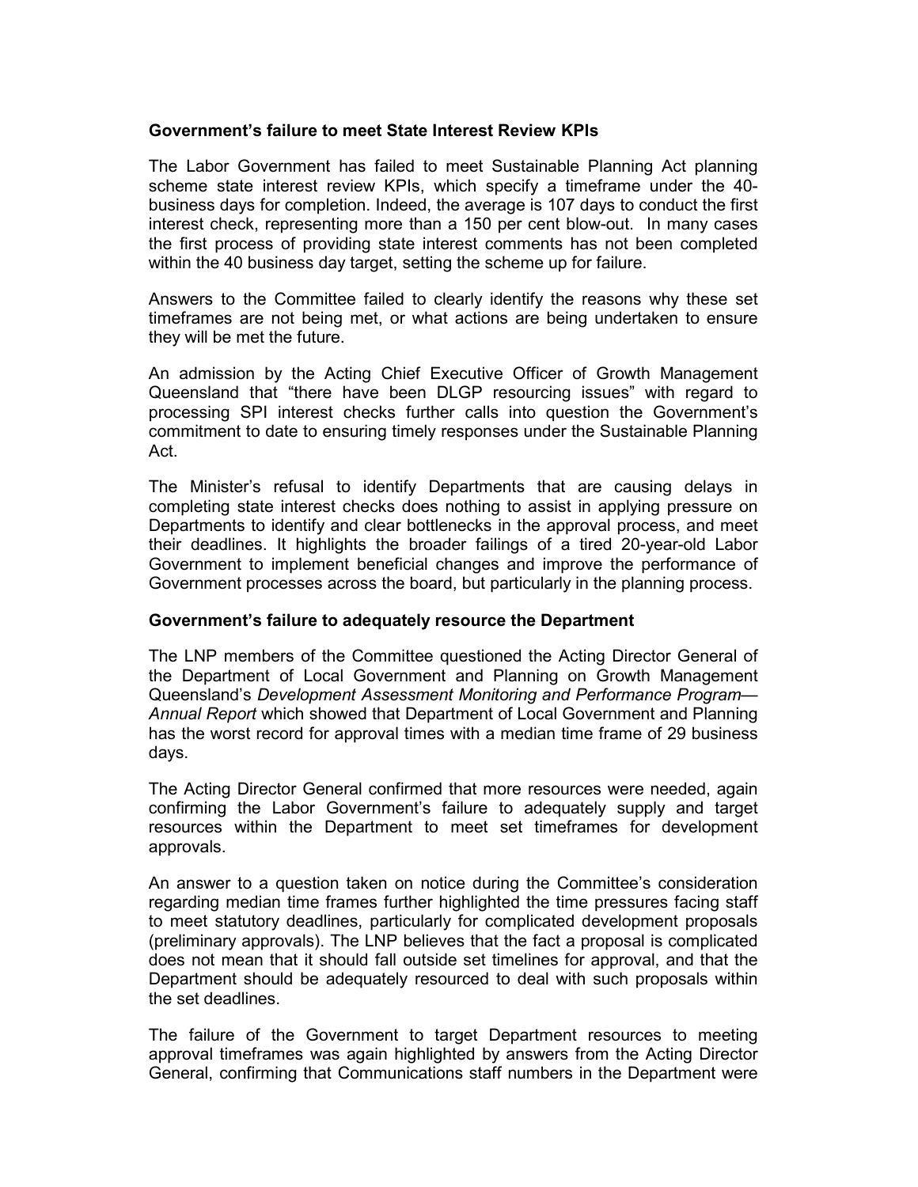**Government's failure to meet State Interest Review KPIs**

The Labor Government has failed to meet Sustainable Planning Act planning scheme state interest review KPIs, which specify a timeframe under the 40-business days for completion. Indeed, the average is 107 days to conduct the first interest check, representing more than a 150 per cent blow-out. In many cases the first process of providing state interest comments has not been completed within the 40 business day target, setting the scheme up for failure.

Answers to the Committee failed to clearly identify the reasons why these set timeframes are not being met, or what actions are being undertaken to ensure they will be met the future.

An admission by the Acting Chief Executive Officer of Growth Management Queensland that "there have been DLGP resourcing issues" with regard to processing SPI interest checks further calls into question the Government's commitment to date to ensuring timely responses under the Sustainable Planning Act.

The Minister's refusal to identify Departments that are causing delays in completing state interest checks does nothing to assist in applying pressure on Departments to identify and clear bottlenecks in the approval process, and meet their deadlines. It highlights the broader failings of a tired 20-year-old Labor Government to implement beneficial changes and improve the performance of Government processes across the board, but particularly in the planning process.

**Government's failure to adequately resource the Department**

The LNP members of the Committee questioned the Acting Director General of the Department of Local Government and Planning on Growth Management Queensland's *Development Assessment Monitoring and Performance Program—Annual Report* which showed that Department of Local Government and Planning has the worst record for approval times with a median time frame of 29 business days.

The Acting Director General confirmed that more resources were needed, again confirming the Labor Government's failure to adequately supply and target resources within the Department to meet set timeframes for development approvals.

An answer to a question taken on notice during the Committee's consideration regarding median time frames further highlighted the time pressures facing staff to meet statutory deadlines, particularly for complicated development proposals (preliminary approvals). The LNP believes that the fact a proposal is complicated does not mean that it should fall outside set timelines for approval, and that the Department should be adequately resourced to deal with such proposals within the set deadlines.

The failure of the Government to target Department resources to meeting approval timeframes was again highlighted by answers from the Acting Director General, confirming that Communications staff numbers in the Department were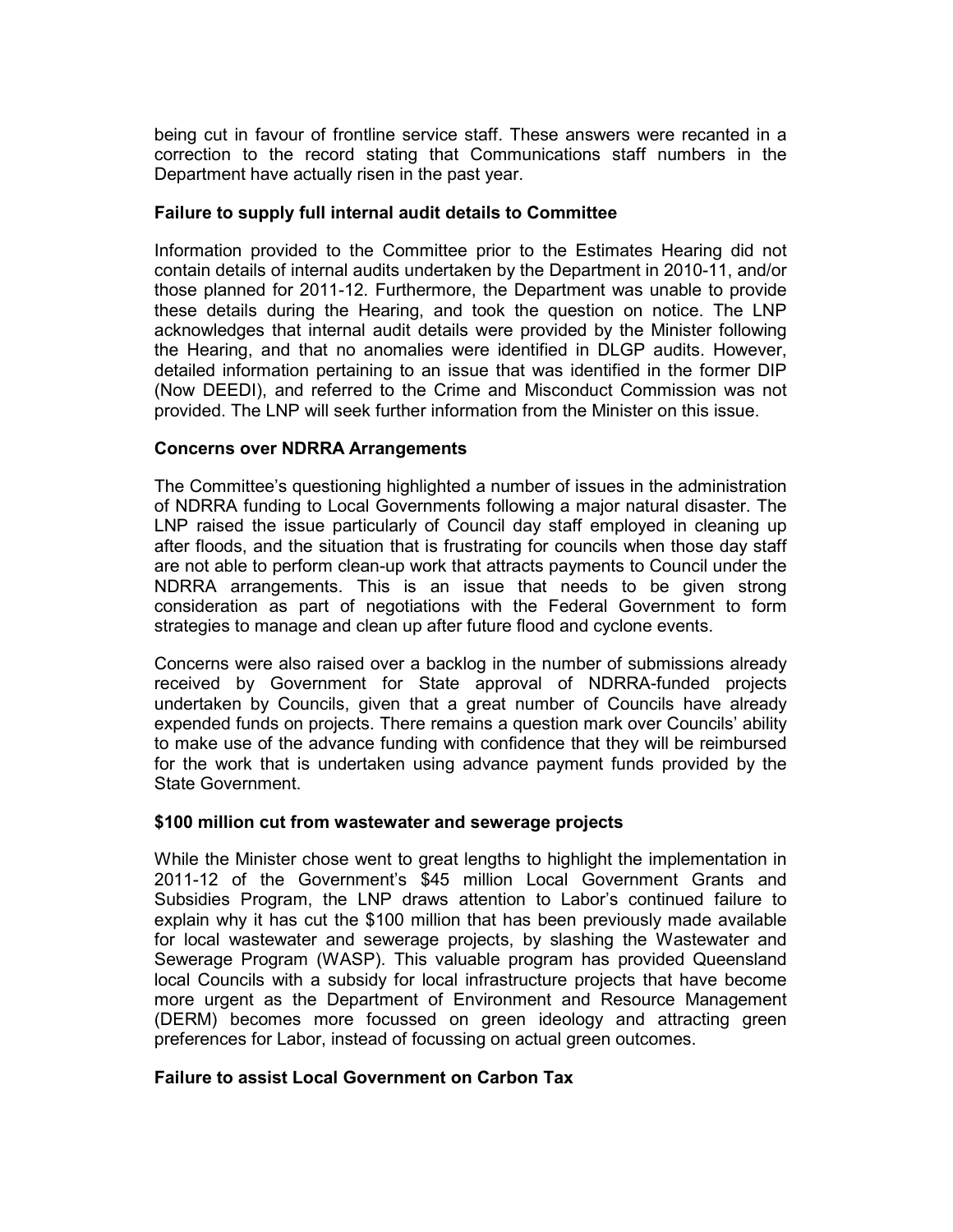being cut in favour of frontline service staff. These answers were recanted in a correction to the record stating that Communications staff numbers in the Department have actually risen in the past year.

**Failure to supply full internal audit details to Committee**

Information provided to the Committee prior to the Estimates Hearing did not contain details of internal audits undertaken by the Department in 2010-11, and/or those planned for 2011-12. Furthermore, the Department was unable to provide these details during the Hearing, and took the question on notice. The LNP acknowledges that internal audit details were provided by the Minister following the Hearing, and that no anomalies were identified in DLGP audits. However, detailed information pertaining to an issue that was identified in the former DIP (Now DEEDI), and referred to the Crime and Misconduct Commission was not provided. The LNP will seek further information from the Minister on this issue.

**Concerns over NDRRA Arrangements**

The Committee's questioning highlighted a number of issues in the administration of NDRRA funding to Local Governments following a major natural disaster. The LNP raised the issue particularly of Council day staff employed in cleaning up after floods, and the situation that is frustrating for councils when those day staff are not able to perform clean-up work that attracts payments to Council under the NDRRA arrangements. This is an issue that needs to be given strong consideration as part of negotiations with the Federal Government to form strategies to manage and clean up after future flood and cyclone events.

Concerns were also raised over a backlog in the number of submissions already received by Government for State approval of NDRRA-funded projects undertaken by Councils, given that a great number of Councils have already expended funds on projects. There remains a question mark over Councils' ability to make use of the advance funding with confidence that they will be reimbursed for the work that is undertaken using advance payment funds provided by the State Government.

**$100 million cut from wastewater and sewerage projects**

While the Minister chose went to great lengths to highlight the implementation in 2011-12 of the Government's $45 million Local Government Grants and Subsidies Program, the LNP draws attention to Labor's continued failure to explain why it has cut the $100 million that has been previously made available for local wastewater and sewerage projects, by slashing the Wastewater and Sewerage Program (WASP). This valuable program has provided Queensland local Councils with a subsidy for local infrastructure projects that have become more urgent as the Department of Environment and Resource Management (DERM) becomes more focussed on green ideology and attracting green preferences for Labor, instead of focussing on actual green outcomes.

**Failure to assist Local Government on Carbon Tax**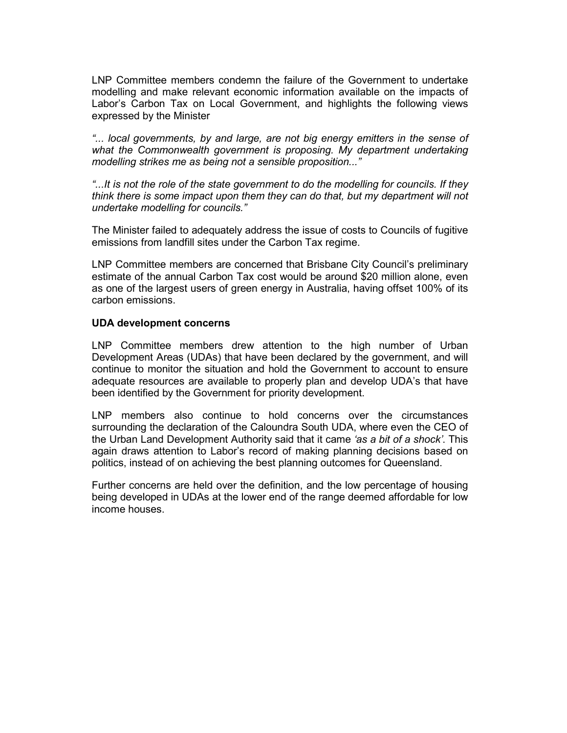LNP Committee members condemn the failure of the Government to undertake modelling and make relevant economic information available on the impacts of Labor's Carbon Tax on Local Government, and highlights the following views expressed by the Minister

*"... local governments, by and large, are not big energy emitters in the sense of what the Commonwealth government is proposing. My department undertaking modelling strikes me as being not a sensible proposition..."*

*"...It is not the role of the state government to do the modelling for councils. If they think there is some impact upon them they can do that, but my department will not undertake modelling for councils."*

The Minister failed to adequately address the issue of costs to Councils of fugitive emissions from landfill sites under the Carbon Tax regime.

LNP Committee members are concerned that Brisbane City Council's preliminary estimate of the annual Carbon Tax cost would be around $20 million alone, even as one of the largest users of green energy in Australia, having offset 100% of its carbon emissions.

**UDA development concerns**

LNP Committee members drew attention to the high number of Urban Development Areas (UDAs) that have been declared by the government, and will continue to monitor the situation and hold the Government to account to ensure adequate resources are available to properly plan and develop UDA's that have been identified by the Government for priority development.

LNP members also continue to hold concerns over the circumstances surrounding the declaration of the Caloundra South UDA, where even the CEO of the Urban Land Development Authority said that it came *'as a bit of a shock'*. This again draws attention to Labor's record of making planning decisions based on politics, instead of on achieving the best planning outcomes for Queensland.

Further concerns are held over the definition, and the low percentage of housing being developed in UDAs at the lower end of the range deemed affordable for low income houses.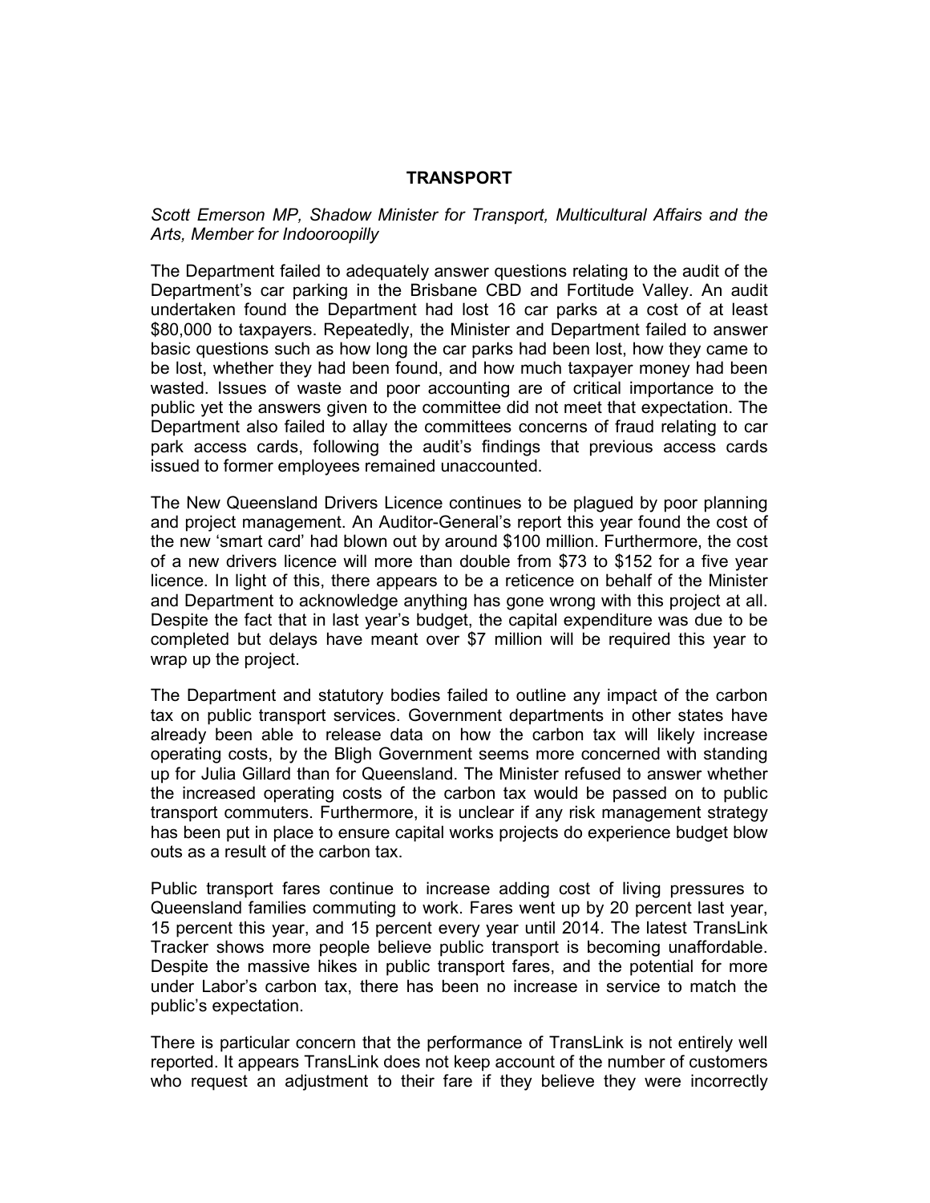## TRANSPORT

*Scott Emerson MP, Shadow Minister for Transport, Multicultural Affairs and the Arts, Member for Indooroopilly*

The Department failed to adequately answer questions relating to the audit of the Department's car parking in the Brisbane CBD and Fortitude Valley. An audit undertaken found the Department had lost 16 car parks at a cost of at least $80,000 to taxpayers. Repeatedly, the Minister and Department failed to answer basic questions such as how long the car parks had been lost, how they came to be lost, whether they had been found, and how much taxpayer money had been wasted. Issues of waste and poor accounting are of critical importance to the public yet the answers given to the committee did not meet that expectation. The Department also failed to allay the committees concerns of fraud relating to car park access cards, following the audit's findings that previous access cards issued to former employees remained unaccounted.

The New Queensland Drivers Licence continues to be plagued by poor planning and project management. An Auditor-General's report this year found the cost of the new 'smart card' had blown out by around $100 million. Furthermore, the cost of a new drivers licence will more than double from $73 to $152 for a five year licence. In light of this, there appears to be a reticence on behalf of the Minister and Department to acknowledge anything has gone wrong with this project at all. Despite the fact that in last year's budget, the capital expenditure was due to be completed but delays have meant over $7 million will be required this year to wrap up the project.

The Department and statutory bodies failed to outline any impact of the carbon tax on public transport services. Government departments in other states have already been able to release data on how the carbon tax will likely increase operating costs, by the Bligh Government seems more concerned with standing up for Julia Gillard than for Queensland. The Minister refused to answer whether the increased operating costs of the carbon tax would be passed on to public transport commuters. Furthermore, it is unclear if any risk management strategy has been put in place to ensure capital works projects do experience budget blow outs as a result of the carbon tax.

Public transport fares continue to increase adding cost of living pressures to Queensland families commuting to work. Fares went up by 20 percent last year, 15 percent this year, and 15 percent every year until 2014. The latest TransLink Tracker shows more people believe public transport is becoming unaffordable. Despite the massive hikes in public transport fares, and the potential for more under Labor's carbon tax, there has been no increase in service to match the public's expectation.

There is particular concern that the performance of TransLink is not entirely well reported. It appears TransLink does not keep account of the number of customers who request an adjustment to their fare if they believe they were incorrectly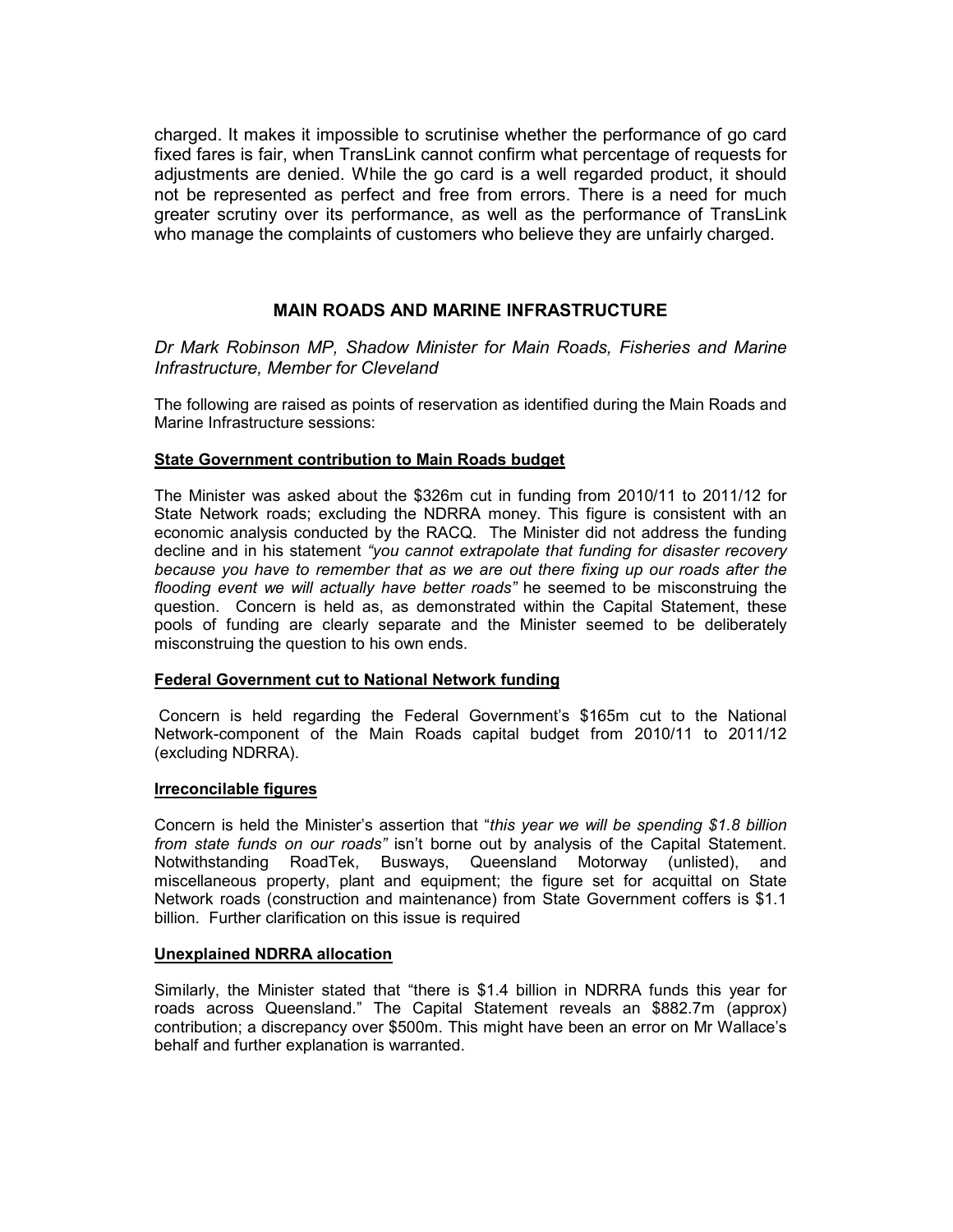charged. It makes it impossible to scrutinise whether the performance of go card fixed fares is fair, when TransLink cannot confirm what percentage of requests for adjustments are denied. While the go card is a well regarded product, it should not be represented as perfect and free from errors. There is a need for much greater scrutiny over its performance, as well as the performance of TransLink who manage the complaints of customers who believe they are unfairly charged.

## MAIN ROADS AND MARINE INFRASTRUCTURE

*Dr Mark Robinson MP, Shadow Minister for Main Roads, Fisheries and Marine Infrastructure, Member for Cleveland*

The following are raised as points of reservation as identified during the Main Roads and Marine Infrastructure sessions:

### State Government contribution to Main Roads budget

The Minister was asked about the $326m cut in funding from 2010/11 to 2011/12 for State Network roads; excluding the NDRRA money. This figure is consistent with an economic analysis conducted by the RACQ. The Minister did not address the funding decline and in his statement *"you cannot extrapolate that funding for disaster recovery because you have to remember that as we are out there fixing up our roads after the flooding event we will actually have better roads"* he seemed to be misconstruing the question. Concern is held as, as demonstrated within the Capital Statement, these pools of funding are clearly separate and the Minister seemed to be deliberately misconstruing the question to his own ends.

### Federal Government cut to National Network funding

Concern is held regarding the Federal Government's $165m cut to the National Network-component of the Main Roads capital budget from 2010/11 to 2011/12 (excluding NDRRA).

### Irreconcilable figures

Concern is held the Minister's assertion that "*this year we will be spending $1.8 billion from state funds on our roads"* isn't borne out by analysis of the Capital Statement. Notwithstanding RoadTek, Busways, Queensland Motorway (unlisted), and miscellaneous property, plant and equipment; the figure set for acquittal on State Network roads (construction and maintenance) from State Government coffers is $1.1 billion. Further clarification on this issue is required

### Unexplained NDRRA allocation

Similarly, the Minister stated that "there is $1.4 billion in NDRRA funds this year for roads across Queensland." The Capital Statement reveals an $882.7m (approx) contribution; a discrepancy over $500m. This might have been an error on Mr Wallace's behalf and further explanation is warranted.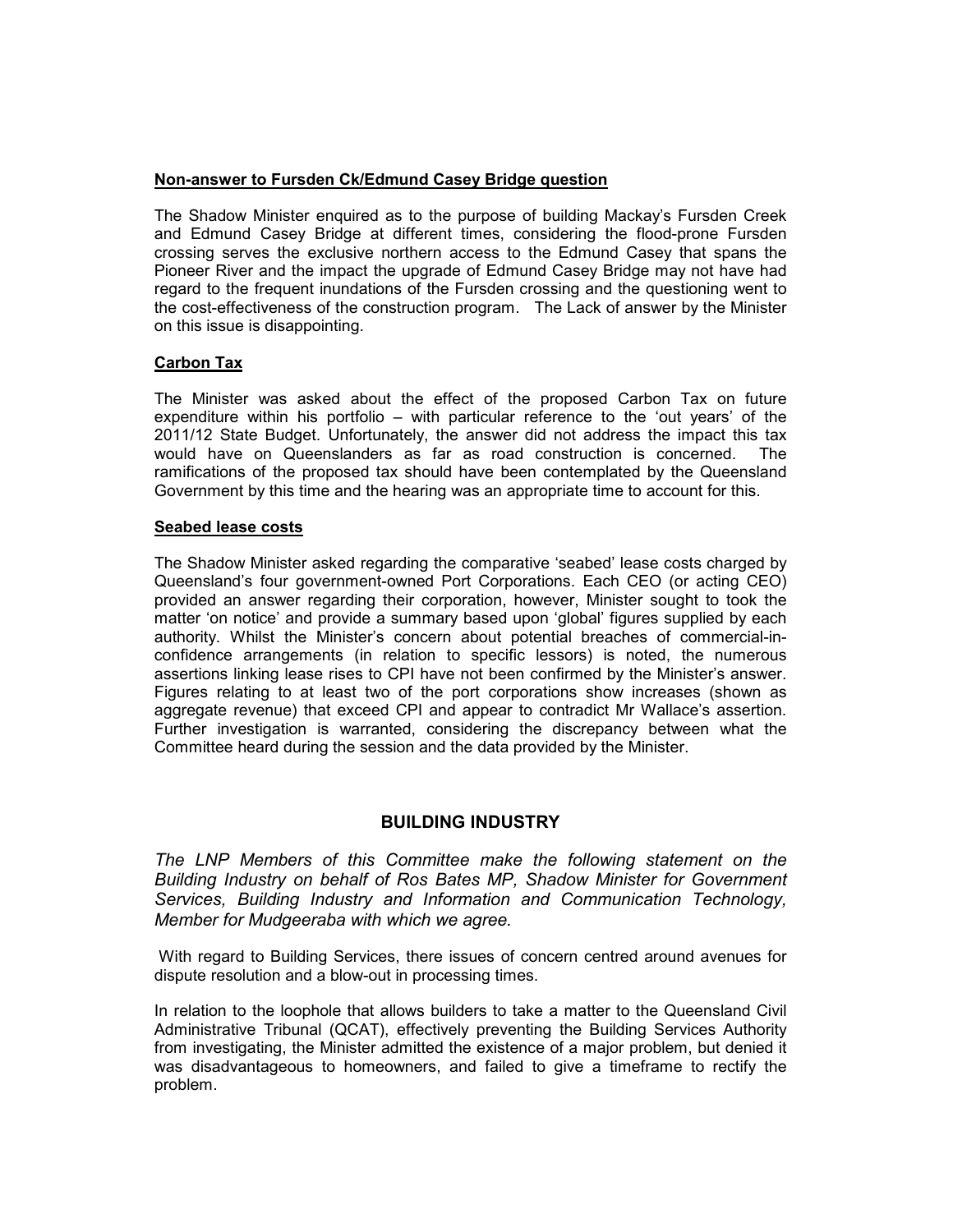**Non-answer to Fursden Ck/Edmund Casey Bridge question**

The Shadow Minister enquired as to the purpose of building Mackay's Fursden Creek and Edmund Casey Bridge at different times, considering the flood-prone Fursden crossing serves the exclusive northern access to the Edmund Casey that spans the Pioneer River and the impact the upgrade of Edmund Casey Bridge may not have had regard to the frequent inundations of the Fursden crossing and the questioning went to the cost-effectiveness of the construction program. The Lack of answer by the Minister on this issue is disappointing.

**Carbon Tax**

The Minister was asked about the effect of the proposed Carbon Tax on future expenditure within his portfolio – with particular reference to the 'out years' of the 2011/12 State Budget. Unfortunately, the answer did not address the impact this tax would have on Queenslanders as far as road construction is concerned. The ramifications of the proposed tax should have been contemplated by the Queensland Government by this time and the hearing was an appropriate time to account for this.

**Seabed lease costs**

The Shadow Minister asked regarding the comparative 'seabed' lease costs charged by Queensland's four government-owned Port Corporations. Each CEO (or acting CEO) provided an answer regarding their corporation, however, Minister sought to took the matter 'on notice' and provide a summary based upon 'global' figures supplied by each authority. Whilst the Minister's concern about potential breaches of commercial-in-confidence arrangements (in relation to specific lessors) is noted, the numerous assertions linking lease rises to CPI have not been confirmed by the Minister's answer. Figures relating to at least two of the port corporations show increases (shown as aggregate revenue) that exceed CPI and appear to contradict Mr Wallace's assertion. Further investigation is warranted, considering the discrepancy between what the Committee heard during the session and the data provided by the Minister.

## BUILDING INDUSTRY

*The LNP Members of this Committee make the following statement on the Building Industry on behalf of Ros Bates MP, Shadow Minister for Government Services, Building Industry and Information and Communication Technology, Member for Mudgeeraba with which we agree.*

With regard to Building Services, there issues of concern centred around avenues for dispute resolution and a blow-out in processing times.

In relation to the loophole that allows builders to take a matter to the Queensland Civil Administrative Tribunal (QCAT), effectively preventing the Building Services Authority from investigating, the Minister admitted the existence of a major problem, but denied it was disadvantageous to homeowners, and failed to give a timeframe to rectify the problem.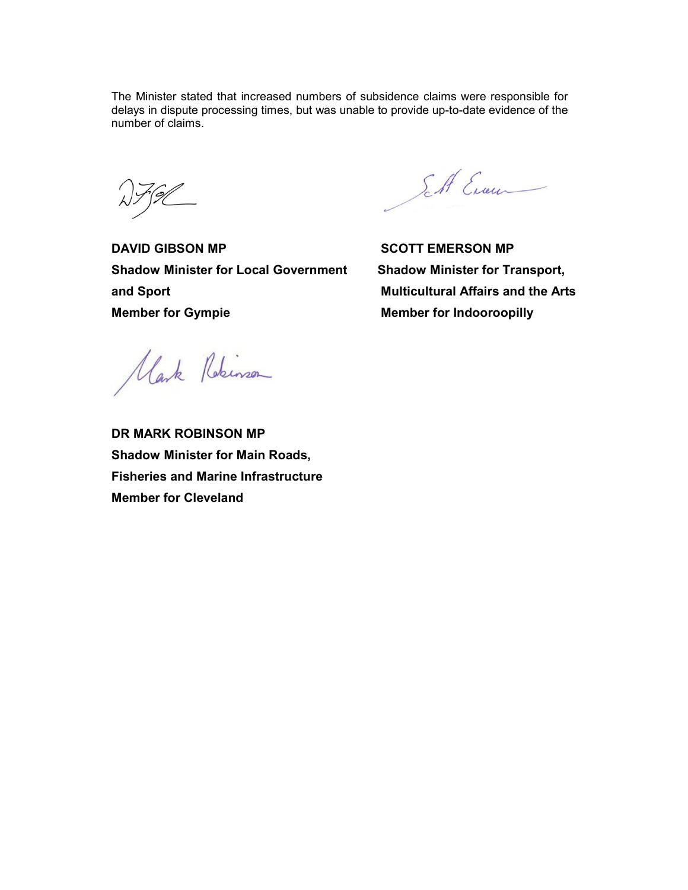The Minister stated that increased numbers of subsidence claims were responsible for delays in dispute processing times, but was unable to provide up-to-date evidence of the number of claims.

**DAVID GIBSON MP**
**Shadow Minister for Local Government and Sport**
**Member for Gympie**

**SCOTT EMERSON MP**
**Shadow Minister for Transport, Multicultural Affairs and the Arts**
**Member for Indooroopilly**

**DR MARK ROBINSON MP**
**Shadow Minister for Main Roads, Fisheries and Marine Infrastructure**
**Member for Cleveland**